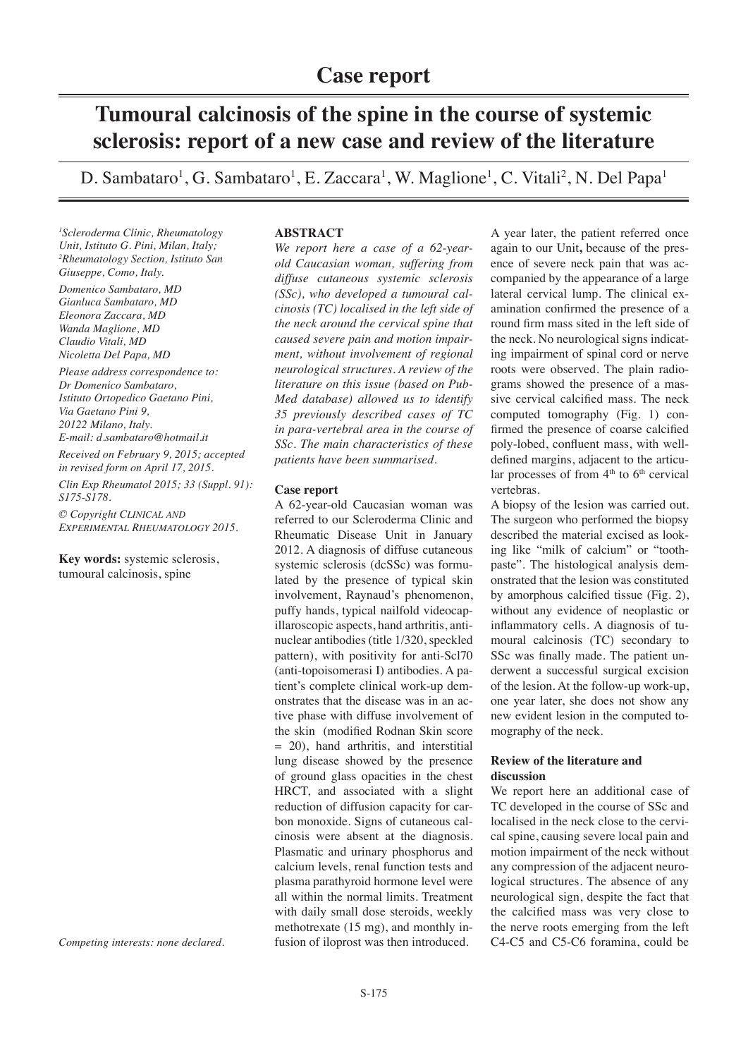# Case report

# Tumoural calcinosis of the spine in the course of systemic sclerosis: report of a new case and review of the literature

D. Sambataro[1], G. Sambataro[1], E. Zaccara[1], W. Maglione[1], C. Vitali[2], N. Del Papa[1]

*[1]Scleroderma Clinic, Rheumatology Unit, Istituto G. Pini, Milan, Italy;*
*[2]Rheumatology Section, Istituto San Giuseppe, Como, Italy.*

*Domenico Sambataro, MD*
*Gianluca Sambataro, MD*
*Eleonora Zaccara, MD*
*Wanda Maglione, MD*
*Claudio Vitali, MD*
*Nicoletta Del Papa, MD*

*Please address correspondence to:*
*Dr Domenico Sambataro,*
*Istituto Ortopedico Gaetano Pini,*
*Via Gaetano Pini 9,*
*20122 Milano, Italy.*
*E-mail: d.sambataro@hotmail.it*

*Received on February 9, 2015; accepted in revised form on April 17, 2015.*

*Clin Exp Rheumatol 2015; 33 (Suppl. 91): S175-S178.*

*© Copyright Clinical and Experimental Rheumatology 2015.*

**Key words:** systemic sclerosis, tumoural calcinosis, spine

*Competing interests: none declared.*

## ABSTRACT

*We report here a case of a 62-year-old Caucasian woman, suffering from diffuse cutaneous systemic sclerosis (SSc), who developed a tumoural calcinosis (TC) localised in the left side of the neck around the cervical spine that caused severe pain and motion impairment, without involvement of regional neurological structures. A review of the literature on this issue (based on PubMed database) allowed us to identify 35 previously described cases of TC in para-vertebral area in the course of SSc. The main characteristics of these patients have been summarised.*

## Case report

A 62-year-old Caucasian woman was referred to our Scleroderma Clinic and Rheumatic Disease Unit in January 2012. A diagnosis of diffuse cutaneous systemic sclerosis (dcSSc) was formulated by the presence of typical skin involvement, Raynaud's phenomenon, puffy hands, typical nailfold videocapillaroscopic aspects, hand arthritis, antinuclear antibodies (title 1/320, speckled pattern), with positivity for anti-Scl70 (anti-topoisomerasi I) antibodies. A patient's complete clinical work-up demonstrates that the disease was in an active phase with diffuse involvement of the skin (modified Rodnan Skin score = 20), hand arthritis, and interstitial lung disease showed by the presence of ground glass opacities in the chest HRCT, and associated with a slight reduction of diffusion capacity for carbon monoxide. Signs of cutaneous calcinosis were absent at the diagnosis. Plasmatic and urinary phosphorus and calcium levels, renal function tests and plasma parathyroid hormone level were all within the normal limits. Treatment with daily small dose steroids, weekly methotrexate (15 mg), and monthly infusion of iloprost was then introduced.

A year later, the patient referred once again to our Unit**,** because of the presence of severe neck pain that was accompanied by the appearance of a large lateral cervical lump. The clinical examination confirmed the presence of a round firm mass sited in the left side of the neck. No neurological signs indicating impairment of spinal cord or nerve roots were observed. The plain radiograms showed the presence of a massive cervical calcified mass. The neck computed tomography (Fig. 1) confirmed the presence of coarse calcified poly-lobed, confluent mass, with well-defined margins, adjacent to the articular processes of from 4$^{th}$ to 6$^{th}$ cervical vertebras.

A biopsy of the lesion was carried out. The surgeon who performed the biopsy described the material excised as looking like "milk of calcium" or "toothpaste". The histological analysis demonstrated that the lesion was constituted by amorphous calcified tissue (Fig. 2), without any evidence of neoplastic or inflammatory cells. A diagnosis of tumoural calcinosis (TC) secondary to SSc was finally made. The patient underwent a successful surgical excision of the lesion. At the follow-up work-up, one year later, she does not show any new evident lesion in the computed tomography of the neck.

## Review of the literature and discussion

We report here an additional case of TC developed in the course of SSc and localised in the neck close to the cervical spine, causing severe local pain and motion impairment of the neck without any compression of the adjacent neurological structures. The absence of any neurological sign, despite the fact that the calcified mass was very close to the nerve roots emerging from the left C4-C5 and C5-C6 foramina, could be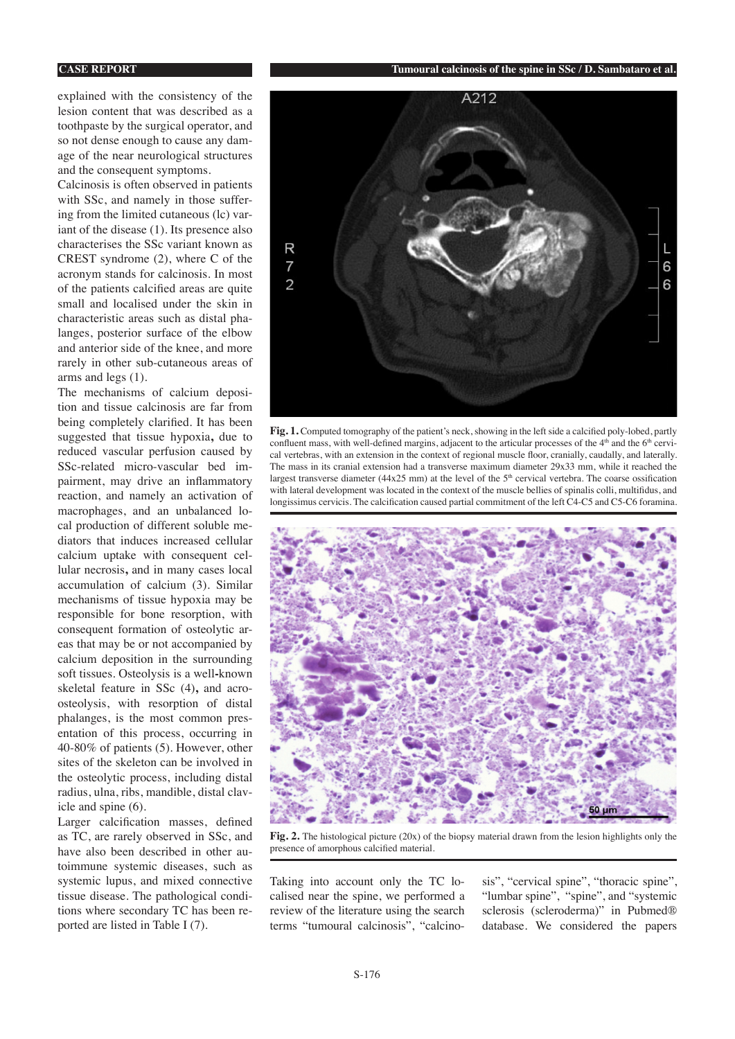explained with the consistency of the lesion content that was described as a toothpaste by the surgical operator, and so not dense enough to cause any damage of the near neurological structures and the consequent symptoms.

Calcinosis is often observed in patients with SSc, and namely in those suffering from the limited cutaneous (lc) variant of the disease (1). Its presence also characterises the SSc variant known as CREST syndrome (2), where C of the acronym stands for calcinosis. In most of the patients calcified areas are quite small and localised under the skin in characteristic areas such as distal phalanges, posterior surface of the elbow and anterior side of the knee, and more rarely in other sub-cutaneous areas of arms and legs (1).

The mechanisms of calcium deposition and tissue calcinosis are far from being completely clarified. It has been suggested that tissue hypoxia, due to reduced vascular perfusion caused by SSc-related micro-vascular bed impairment, may drive an inflammatory reaction, and namely an activation of macrophages, and an unbalanced local production of different soluble mediators that induces increased cellular calcium uptake with consequent cellular necrosis, and in many cases local accumulation of calcium (3). Similar mechanisms of tissue hypoxia may be responsible for bone resorption, with consequent formation of osteolytic areas that may be or not accompanied by calcium deposition in the surrounding soft tissues. Osteolysis is a well-known skeletal feature in SSc (4), and acro-osteolysis, with resorption of distal phalanges, is the most common presentation of this process, occurring in 40-80% of patients (5). However, other sites of the skeleton can be involved in the osteolytic process, including distal radius, ulna, ribs, mandible, distal clavicle and spine (6).

Larger calcification masses, defined as TC, are rarely observed in SSc, and have also been described in other autoimmune systemic diseases, such as systemic lupus, and mixed connective tissue disease. The pathological conditions where secondary TC has been reported are listed in Table I (7).

**Fig. 1.** Computed tomography of the patient's neck, showing in the left side a calcified poly-lobed, partly confluent mass, with well-defined margins, adjacent to the articular processes of the 4th and the 6th cervical vertebras, with an extension in the context of regional muscle floor, cranially, caudally, and laterally. The mass in its cranial extension had a transverse maximum diameter 29x33 mm, while it reached the largest transverse diameter (44x25 mm) at the level of the 5th cervical vertebra. The coarse ossification with lateral development was located in the context of the muscle bellies of spinalis colli, multifidus, and longissimus cervicis. The calcification caused partial commitment of the left C4-C5 and C5-C6 foramina.

**Fig. 2.** The histological picture (20x) of the biopsy material drawn from the lesion highlights only the presence of amorphous calcified material.

Taking into account only the TC localised near the spine, we performed a review of the literature using the search terms "tumoural calcinosis", "calcinosis", "cervical spine", "thoracic spine", "lumbar spine", "spine", and "systemic sclerosis (scleroderma)" in Pubmed® database. We considered the papers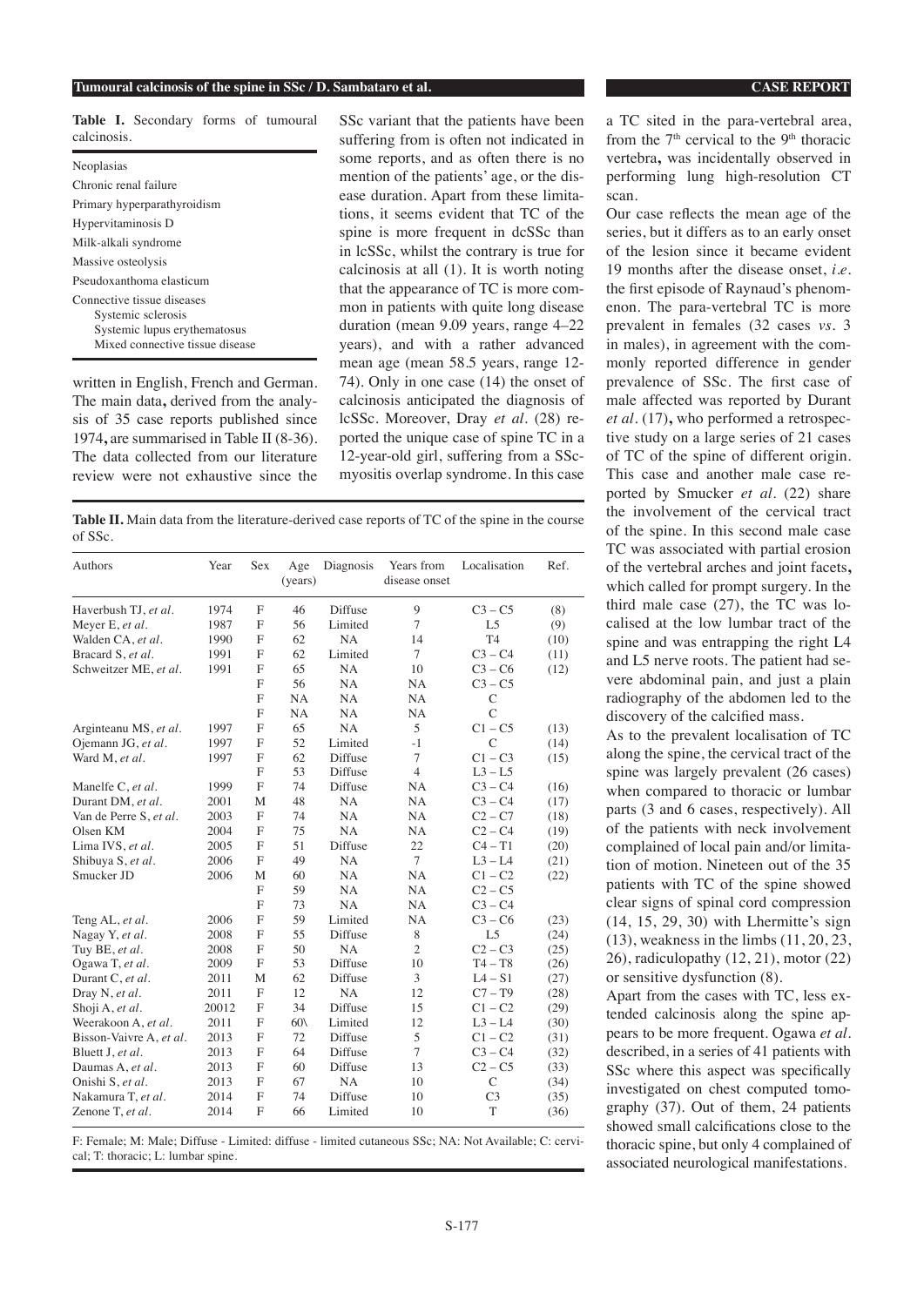**Table I.** Secondary forms of tumoural calcinosis.

| |
|---|
| Neoplasias |
| Chronic renal failure |
| Primary hyperparathyroidism |
| Hypervitaminosis D |
| Milk-alkali syndrome |
| Massive osteolysis |
| Pseudoxanthoma elasticum |
| Connective tissue diseases<br>Systemic sclerosis<br>Systemic lupus erythematosus<br>Mixed connective tissue disease |

written in English, French and German. The main data, derived from the analysis of 35 case reports published since 1974, are summarised in Table II (8-36). The data collected from our literature review were not exhaustive since the SSc variant that the patients have been suffering from is often not indicated in some reports, and as often there is no mention of the patients' age, or the disease duration. Apart from these limitations, it seems evident that TC of the spine is more frequent in dcSSc than in lcSSc, whilst the contrary is true for calcinosis at all (1). It is worth noting that the appearance of TC is more common in patients with quite long disease duration (mean 9.09 years, range 4–22 years), and with a rather advanced mean age (mean 58.5 years, range 12-74). Only in one case (14) the onset of calcinosis anticipated the diagnosis of lcSSc. Moreover, Dray *et al.* (28) reported the unique case of spine TC in a 12-year-old girl, suffering from a SSc-myositis overlap syndrome. In this case a TC sited in the para-vertebral area, from the 7[th] cervical to the 9[th] thoracic vertebra, was incidentally observed in performing lung high-resolution CT scan.

**Table II.** Main data from the literature-derived case reports of TC of the spine in the course of SSc.

| Authors | Year | Sex | Age (years) | Diagnosis | Years from disease onset | Localisation | Ref. |
|---|---|---|---|---|---|---|---|
| Haverbush TJ, *et al.* | 1974 | F | 46 | Diffuse | 9 | C3 – C5 | (8) |
| Meyer E, *et al.* | 1987 | F | 56 | Limited | 7 | L5 | (9) |
| Walden CA, *et al.* | 1990 | F | 62 | NA | 14 | T4 | (10) |
| Bracard S, *et al.* | 1991 | F | 62 | Limited | 7 | C3 – C4 | (11) |
| Schweitzer ME, *et al.* | 1991 | F | 65 | NA | 10 | C3 – C6 | (12) |
| | | F | 56 | NA | NA | C3 – C5 | |
| | | F | NA | NA | NA | C | |
| | | F | NA | NA | NA | C | |
| Arginteanu MS, *et al.* | 1997 | F | 65 | NA | 5 | C1 – C5 | (13) |
| Ojemann JG, *et al.* | 1997 | F | 52 | Limited | -1 | C | (14) |
| Ward M, *et al.* | 1997 | F | 62 | Diffuse | 7 | C1 – C3 | (15) |
| | | F | 53 | Diffuse | 4 | L3 – L5 | |
| Manelfe C, *et al.* | 1999 | F | 74 | Diffuse | NA | C3 – C4 | (16) |
| Durant DM, *et al.* | 2001 | M | 48 | NA | NA | C3 – C4 | (17) |
| Van de Perre S, *et al.* | 2003 | F | 74 | NA | NA | C2 – C7 | (18) |
| Olsen KM | 2004 | F | 75 | NA | NA | C2 – C4 | (19) |
| Lima IVS, *et al.* | 2005 | F | 51 | Diffuse | 22 | C4 – T1 | (20) |
| Shibuya S, *et al.* | 2006 | F | 49 | NA | 7 | L3 – L4 | (21) |
| Smucker JD | 2006 | M | 60 | NA | NA | C1 – C2 | (22) |
| | | F | 59 | NA | NA | C2 – C5 | |
| | | F | 73 | NA | NA | C3 – C4 | |
| Teng AL, *et al.* | 2006 | F | 59 | Limited | NA | C3 – C6 | (23) |
| Nagay Y, *et al.* | 2008 | F | 55 | Diffuse | 8 | L5 | (24) |
| Tuy BE, *et al.* | 2008 | F | 50 | NA | 2 | C2 – C3 | (25) |
| Ogawa T, *et al.* | 2009 | F | 53 | Diffuse | 10 | T4 – T8 | (26) |
| Durant C, *et al.* | 2011 | M | 62 | Diffuse | 3 | L4 – S1 | (27) |
| Dray N, *et al.* | 2011 | F | 12 | NA | 12 | C7 – T9 | (28) |
| Shoji A, *et al.* | 20012 | F | 34 | Diffuse | 15 | C1 – C2 | (29) |
| Weerakoon A, *et al.* | 2011 | F | 60\ | Limited | 12 | L3 – L4 | (30) |
| Bisson-Vaivre A, *et al.* | 2013 | F | 72 | Diffuse | 5 | C1 – C2 | (31) |
| Bluett J, *et al.* | 2013 | F | 64 | Diffuse | 7 | C3 – C4 | (32) |
| Daumas A, *et al.* | 2013 | F | 60 | Diffuse | 13 | C2 – C5 | (33) |
| Onishi S, *et al.* | 2013 | F | 67 | NA | 10 | C | (34) |
| Nakamura T, *et al.* | 2014 | F | 74 | Diffuse | 10 | C3 | (35) |
| Zenone T, *et al.* | 2014 | F | 66 | Limited | 10 | T | (36) |

F: Female; M: Male; Diffuse - Limited: diffuse - limited cutaneous SSc; NA: Not Available; C: cervical; T: thoracic; L: lumbar spine.

Our case reflects the mean age of the series, but it differs as to an early onset of the lesion since it became evident 19 months after the disease onset, *i.e.* the first episode of Raynaud's phenomenon. The para-vertebral TC is more prevalent in females (32 cases *vs.* 3 in males), in agreement with the commonly reported difference in gender prevalence of SSc. The first case of male affected was reported by Durant *et al.* (17), who performed a retrospective study on a large series of 21 cases of TC of the spine of different origin. This case and another male case reported by Smucker *et al.* (22) share the involvement of the cervical tract of the spine. In this second male case TC was associated with partial erosion of the vertebral arches and joint facets, which called for prompt surgery. In the third male case (27), the TC was localised at the low lumbar tract of the spine and was entrapping the right L4 and L5 nerve roots. The patient had severe abdominal pain, and just a plain radiography of the abdomen led to the discovery of the calcified mass.

As to the prevalent localisation of TC along the spine, the cervical tract of the spine was largely prevalent (26 cases) when compared to thoracic or lumbar parts (3 and 6 cases, respectively). All of the patients with neck involvement complained of local pain and/or limitation of motion. Nineteen out of the 35 patients with TC of the spine showed clear signs of spinal cord compression (14, 15, 29, 30) with Lhermitte's sign (13), weakness in the limbs (11, 20, 23, 26), radiculopathy (12, 21), motor (22) or sensitive dysfunction (8).

Apart from the cases with TC, less extended calcinosis along the spine appears to be more frequent. Ogawa *et al.* described, in a series of 41 patients with SSc where this aspect was specifically investigated on chest computed tomography (37). Out of them, 24 patients showed small calcifications close to the thoracic spine, but only 4 complained of associated neurological manifestations.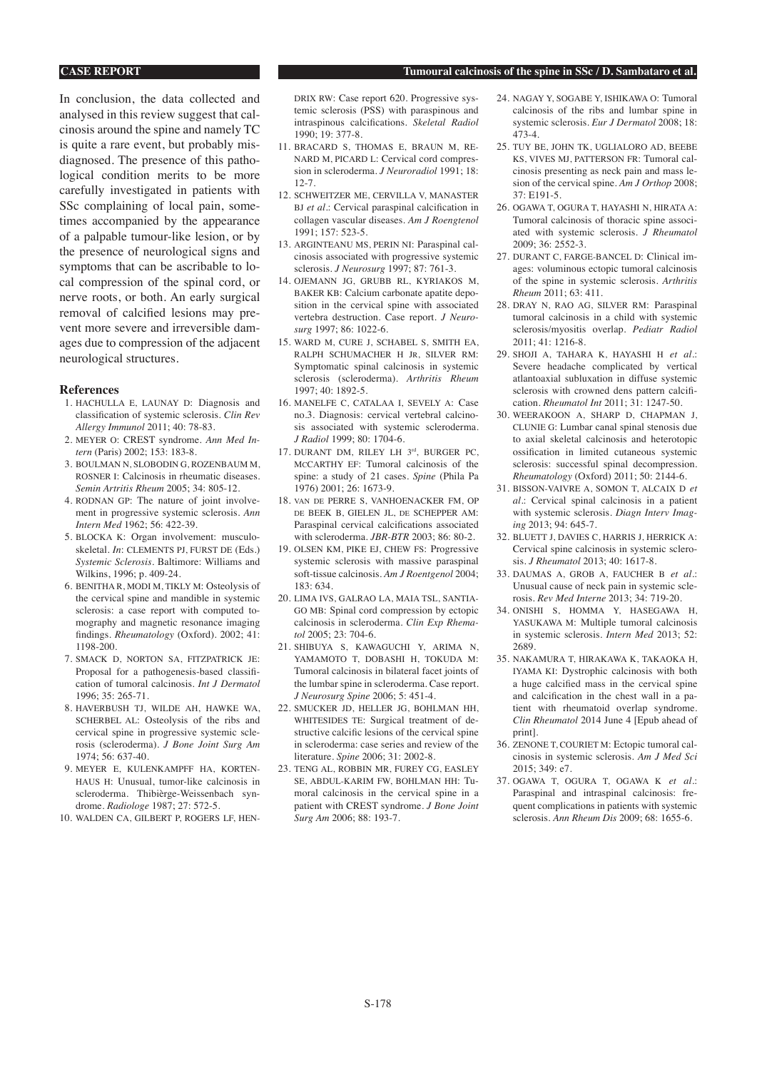In conclusion, the data collected and analysed in this review suggest that calcinosis around the spine and namely TC is quite a rare event, but probably misdiagnosed. The presence of this pathological condition merits to be more carefully investigated in patients with SSc complaining of local pain, sometimes accompanied by the appearance of a palpable tumour-like lesion, or by the presence of neurological signs and symptoms that can be ascribable to local compression of the spinal cord, or nerve roots, or both. An early surgical removal of calcified lesions may prevent more severe and irreversible damages due to compression of the adjacent neurological structures.

## References

1. HACHULLA E, LAUNAY D: Diagnosis and classification of systemic sclerosis. *Clin Rev Allergy Immunol* 2011; 40: 78-83.
2. MEYER O: CREST syndrome. *Ann Med Intern* (Paris) 2002; 153: 183-8.
3. BOULMAN N, SLOBODIN G, ROZENBAUM M, ROSNER I: Calcinosis in rheumatic diseases. *Semin Artritis Rheum* 2005; 34: 805-12.
4. RODNAN GP: The nature of joint involvement in progressive systemic sclerosis. *Ann Intern Med* 1962; 56: 422-39.
5. BLOCKA K: Organ involvement: musculoskeletal. *In*: CLEMENTS PJ, FURST DE (Eds.) *Systemic Sclerosis*. Baltimore: Williams and Wilkins, 1996; p. 409-24.
6. BENITHA R, MODI M, TIKLY M: Osteolysis of the cervical spine and mandible in systemic sclerosis: a case report with computed tomography and magnetic resonance imaging findings. *Rheumatology* (Oxford). 2002; 41: 1198-200.
7. SMACK D, NORTON SA, FITZPATRICK JE: Proposal for a pathogenesis-based classification of tumoral calcinosis. *Int J Dermatol* 1996; 35: 265-71.
8. HAVERBUSH TJ, WILDE AH, HAWKE WA, SCHERBEL AL: Osteolysis of the ribs and cervical spine in progressive systemic sclerosis (scleroderma). *J Bone Joint Surg Am* 1974; 56: 637-40.
9. MEYER E, KULENKAMPFF HA, KORTENHAUS H: Unusual, tumor-like calcinosis in scleroderma. Thibièrge-Weissenbach syndrome. *Radiologe* 1987; 27: 572-5.
10. WALDEN CA, GILBERT P, ROGERS LF, HENDRIX RW: Case report 620. Progressive systemic sclerosis (PSS) with paraspinous and intraspinous calcifications. *Skeletal Radiol* 1990; 19: 377-8.
11. BRACARD S, THOMAS E, BRAUN M, RENARD M, PICARD L: Cervical cord compression in scleroderma. *J Neuroradiol* 1991; 18: 12-7.
12. SCHWEITZER ME, CERVILLA V, MANASTER BJ *et al.*: Cervical paraspinal calcification in collagen vascular diseases. *Am J Roengtenol* 1991; 157: 523-5.
13. ARGINTEANU MS, PERIN NI: Paraspinal calcinosis associated with progressive systemic sclerosis. *J Neurosurg* 1997; 87: 761-3.
14. OJEMANN JG, GRUBB RL, KYRIAKOS M, BAKER KB: Calcium carbonate apatite deposition in the cervical spine with associated vertebra destruction. Case report. *J Neurosurg* 1997; 86: 1022-6.
15. WARD M, CURE J, SCHABEL S, SMITH EA, RALPH SCHUMACHER H JR, SILVER RM: Symptomatic spinal calcinosis in systemic sclerosis (scleroderma). *Arthritis Rheum* 1997; 40: 1892-5.
16. MANELFE C, CATALAA I, SEVELY A: Case no.3. Diagnosis: cervical vertebral calcinosis associated with systemic scleroderma. *J Radiol* 1999; 80: 1704-6.
17. DURANT DM, RILEY LH 3rd, BURGER PC, MCCARTHY EF: Tumoral calcinosis of the spine: a study of 21 cases. *Spine* (Phila Pa 1976) 2001; 26: 1673-9.
18. VAN DE PERRE S, VANHOENACKER FM, OP DE BEEK B, GIELEN JL, DE SCHEPPER AM: Paraspinal cervical calcifications associated with scleroderma. *JBR-BTR* 2003; 86: 80-2.
19. OLSEN KM, PIKE EJ, CHEW FS: Progressive systemic sclerosis with massive paraspinal soft-tissue calcinosis. *Am J Roentgenol* 2004; 183: 634.
20. LIMA IVS, GALRAO LA, MAIA TSL, SANTIAGO MB: Spinal cord compression by ectopic calcinosis in scleroderma. *Clin Exp Rhematol* 2005; 23: 704-6.
21. SHIBUYA S, KAWAGUCHI Y, ARIMA N, YAMAMOTO T, DOBASHI H, TOKUDA M: Tumoral calcinosis in bilateral facet joints of the lumbar spine in scleroderma. Case report. *J Neurosurg Spine* 2006; 5: 451-4.
22. SMUCKER JD, HELLER JG, BOHLMAN HH, WHITESIDES TE: Surgical treatment of destructive calcific lesions of the cervical spine in scleroderma: case series and review of the literature. *Spine* 2006; 31: 2002-8.
23. TENG AL, ROBBIN MR, FUREY CG, EASLEY SE, ABDUL-KARIM FW, BOHLMAN HH: Tumoral calcinosis in the cervical spine in a patient with CREST syndrome. *J Bone Joint Surg Am* 2006; 88: 193-7.
24. NAGAY Y, SOGABE Y, ISHIKAWA O: Tumoral calcinosis of the ribs and lumbar spine in systemic sclerosis. *Eur J Dermatol* 2008; 18: 473-4.
25. TUY BE, JOHN TK, UGLIALORO AD, BEEBE KS, VIVES MJ, PATTERSON FR: Tumoral calcinosis presenting as neck pain and mass lesion of the cervical spine. *Am J Orthop* 2008; 37: E191-5.
26. OGAWA T, OGURA T, HAYASHI N, HIRATA A: Tumoral calcinosis of thoracic spine associated with systemic sclerosis. *J Rheumatol* 2009; 36: 2552-3.
27. DURANT C, FARGE-BANCEL D: Clinical images: voluminous ectopic tumoral calcinosis of the spine in systemic sclerosis. *Arthritis Rheum* 2011; 63: 411.
28. DRAY N, RAO AG, SILVER RM: Paraspinal tumoral calcinosis in a child with systemic sclerosis/myositis overlap. *Pediatr Radiol* 2011; 41: 1216-8.
29. SHOJI A, TAHARA K, HAYASHI H *et al.*: Severe headache complicated by vertical atlantoaxial subluxation in diffuse systemic sclerosis with crowned dens pattern calcification. *Rheumatol Int* 2011; 31: 1247-50.
30. WEERAKOON A, SHARP D, CHAPMAN J, CLUNIE G: Lumbar canal spinal stenosis due to axial skeletal calcinosis and heterotopic ossification in limited cutaneous systemic sclerosis: successful spinal decompression. *Rheumatology* (Oxford) 2011; 50: 2144-6.
31. BISSON-VAIVRE A, SOMON T, ALCAIX D *et al.*: Cervical spinal calcinosis in a patient with systemic sclerosis. *Diagn Interv Imaging* 2013; 94: 645-7.
32. BLUETT J, DAVIES C, HARRIS J, HERRICK A: Cervical spine calcinosis in systemic sclerosis. *J Rheumatol* 2013; 40: 1617-8.
33. DAUMAS A, GROB A, FAUCHER B *et al.*: Unusual cause of neck pain in systemic sclerosis. *Rev Med Interne* 2013; 34: 719-20.
34. ONISHI S, HOMMA Y, HASEGAWA H, YASUKAWA M: Multiple tumoral calcinosis in systemic sclerosis. *Intern Med* 2013; 52: 2689.
35. NAKAMURA T, HIRAKAWA K, TAKAOKA H, IYAMA KI: Dystrophic calcinosis with both a huge calcified mass in the cervical spine and calcification in the chest wall in a patient with rheumatoid overlap syndrome. *Clin Rheumatol* 2014 June 4 [Epub ahead of print].
36. ZENONE T, COURIET M: Ectopic tumoral calcinosis in systemic sclerosis. *Am J Med Sci* 2015; 349: e7.
37. OGAWA T, OGURA T, OGAWA K *et al.*: Paraspinal and intraspinal calcinosis: frequent complications in patients with systemic sclerosis. *Ann Rheum Dis* 2009; 68: 1655-6.